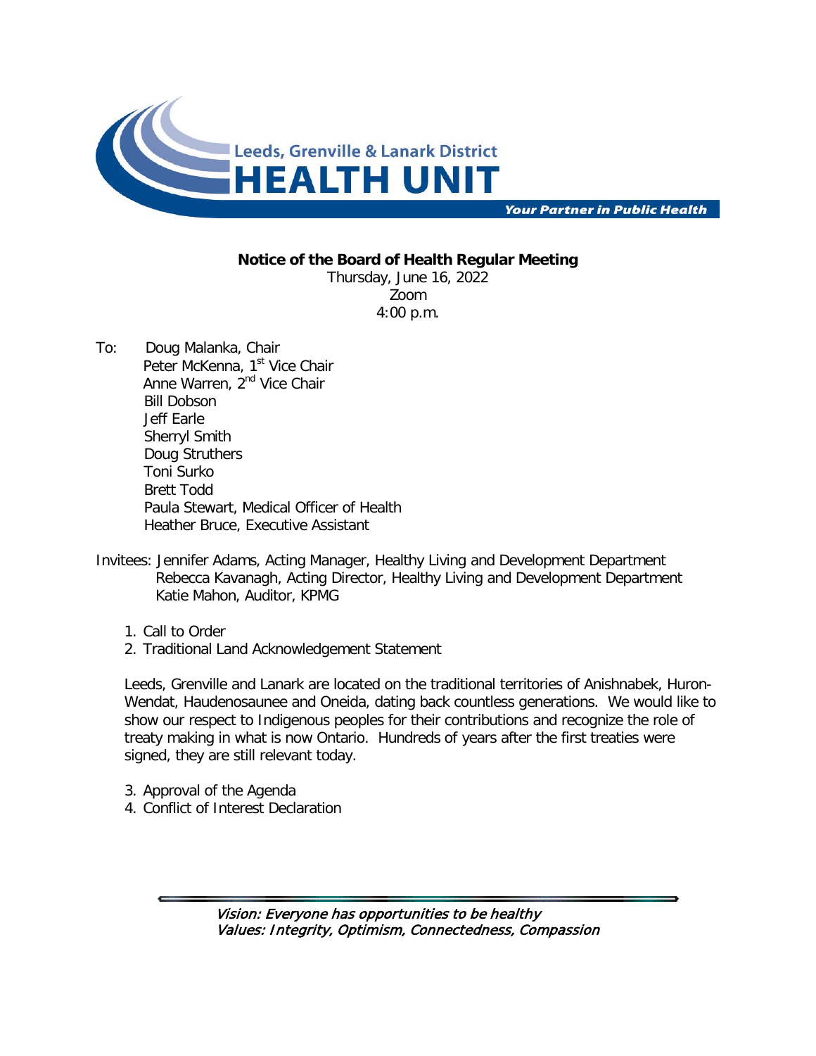Leeds, Grenville & Lanark District

# HEALTH UNIT

***Your Partner in Public Health***

**Notice of the Board of Health Regular Meeting**

Thursday, June 16, 2022
Zoom
4:00 p.m.

To: Doug Malanka, Chair
Peter McKenna, 1st Vice Chair
Anne Warren, 2nd Vice Chair
Bill Dobson
Jeff Earle
Sherryl Smith
Doug Struthers
Toni Surko
Brett Todd
Paula Stewart, Medical Officer of Health
Heather Bruce, Executive Assistant

Invitees: Jennifer Adams, Acting Manager, Healthy Living and Development Department
Rebecca Kavanagh, Acting Director, Healthy Living and Development Department
Katie Mahon, Auditor, KPMG

1. Call to Order
2. Traditional Land Acknowledgement Statement

Leeds, Grenville and Lanark are located on the traditional territories of Anishnabek, Huron-Wendat, Haudenosaunee and Oneida, dating back countless generations. We would like to show our respect to Indigenous peoples for their contributions and recognize the role of treaty making in what is now Ontario. Hundreds of years after the first treaties were signed, they are still relevant today.

3. Approval of the Agenda
4. Conflict of Interest Declaration

*Vision: Everyone has opportunities to be healthy*
*Values: Integrity, Optimism, Connectedness, Compassion*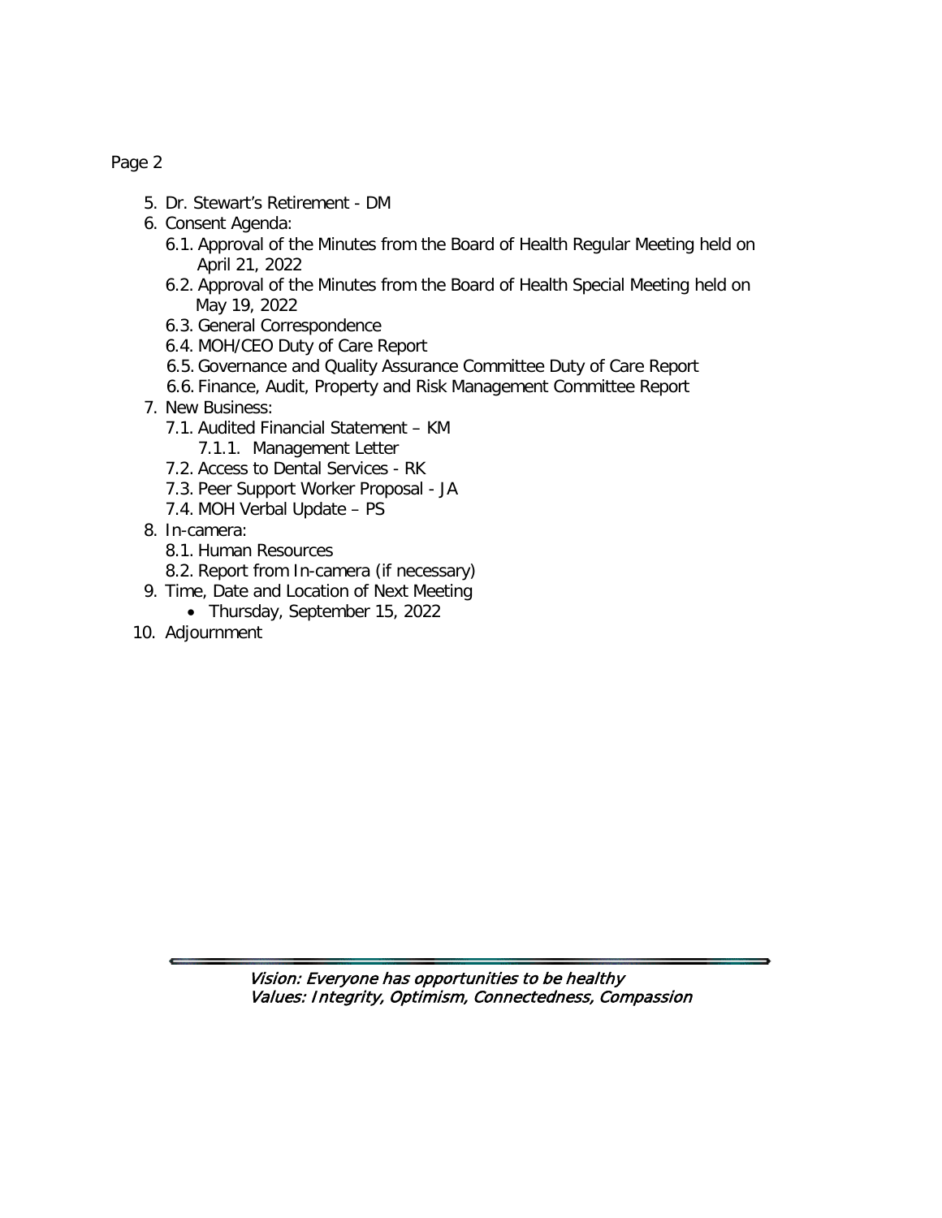5. Dr. Stewart's Retirement - DM
6. Consent Agenda:
   - 6.1. Approval of the Minutes from the Board of Health Regular Meeting held on April 21, 2022
   - 6.2. Approval of the Minutes from the Board of Health Special Meeting held on May 19, 2022
   - 6.3. General Correspondence
   - 6.4. MOH/CEO Duty of Care Report
   - 6.5. Governance and Quality Assurance Committee Duty of Care Report
   - 6.6. Finance, Audit, Property and Risk Management Committee Report
7. New Business:
   - 7.1. Audited Financial Statement – KM
     - 7.1.1. Management Letter
   - 7.2. Access to Dental Services - RK
   - 7.3. Peer Support Worker Proposal - JA
   - 7.4. MOH Verbal Update – PS
8. In-camera:
   - 8.1. Human Resources
   - 8.2. Report from In-camera (if necessary)
9. Time, Date and Location of Next Meeting
   - Thursday, September 15, 2022
10. Adjournment

*Vision: Everyone has opportunities to be healthy*
*Values: Integrity, Optimism, Connectedness, Compassion*